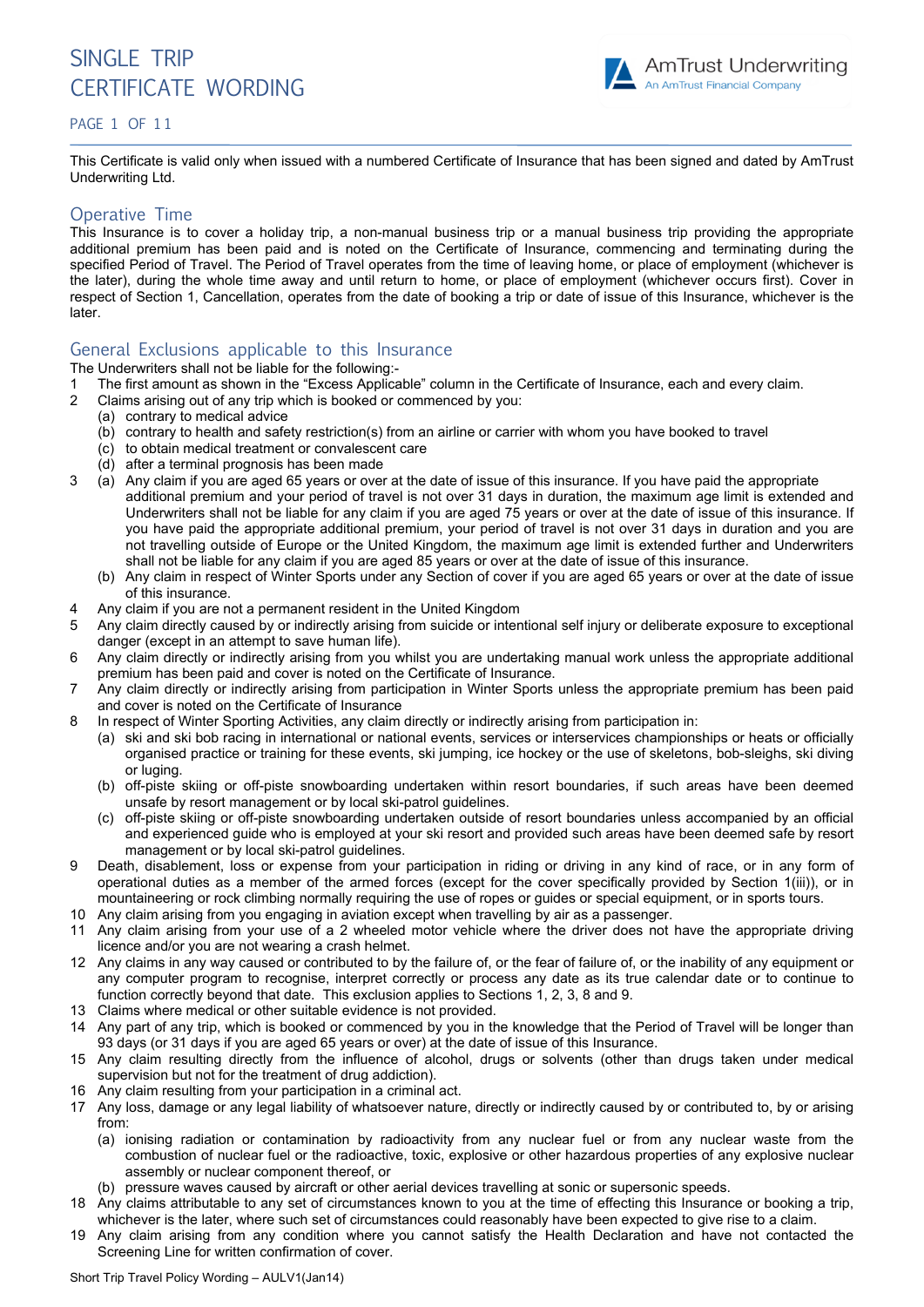# SINGLE TRIP CERTIFICATE WORDING

This Certificate is valid only when issued with a numbered Certificate of Insurance that has been signed and dated by AmTrust Underwriting Ltd.

## Operative Time

This Insurance is to cover a holiday trip, a non-manual business trip or a manual business trip providing the appropriate additional premium has been paid and is noted on the Certificate of Insurance, commencing and terminating during the specified Period of Travel. The Period of Travel operates from the time of leaving home, or place of employment (whichever is the later), during the whole time away and until return to home, or place of employment (whichever occurs first). Cover in respect of Section 1, Cancellation, operates from the date of booking a trip or date of issue of this Insurance, whichever is the later.

## General Exclusions applicable to this Insurance

The Underwriters shall not be liable for the following:-

1. The first amount as shown in the "Excess Applicable" column in the Certificate of Insurance, each and every claim.
2. Claims arising out of any trip which is booked or commenced by you:
   (a) contrary to medical advice
   (b) contrary to health and safety restriction(s) from an airline or carrier with whom you have booked to travel
   (c) to obtain medical treatment or convalescent care
   (d) after a terminal prognosis has been made
3. (a) Any claim if you are aged 65 years or over at the date of issue of this insurance. If you have paid the appropriate additional premium and your period of travel is not over 31 days in duration, the maximum age limit is extended and Underwriters shall not be liable for any claim if you are aged 75 years or over at the date of issue of this insurance. If you have paid the appropriate additional premium, your period of travel is not over 31 days in duration and you are not travelling outside of Europe or the United Kingdom, the maximum age limit is extended further and Underwriters shall not be liable for any claim if you are aged 85 years or over at the date of issue of this insurance.
   (b) Any claim in respect of Winter Sports under any Section of cover if you are aged 65 years or over at the date of issue of this insurance.
4. Any claim if you are not a permanent resident in the United Kingdom
5. Any claim directly caused by or indirectly arising from suicide or intentional self injury or deliberate exposure to exceptional danger (except in an attempt to save human life).
6. Any claim directly or indirectly arising from you whilst you are undertaking manual work unless the appropriate additional premium has been paid and cover is noted on the Certificate of Insurance.
7. Any claim directly or indirectly arising from participation in Winter Sports unless the appropriate premium has been paid and cover is noted on the Certificate of Insurance
8. In respect of Winter Sporting Activities, any claim directly or indirectly arising from participation in:
   (a) ski and ski bob racing in international or national events, services or interservices championships or heats or officially organised practice or training for these events, ski jumping, ice hockey or the use of skeletons, bob-sleighs, ski diving or luging.
   (b) off-piste skiing or off-piste snowboarding undertaken within resort boundaries, if such areas have been deemed unsafe by resort management or by local ski-patrol guidelines.
   (c) off-piste skiing or off-piste snowboarding undertaken outside of resort boundaries unless accompanied by an official and experienced guide who is employed at your ski resort and provided such areas have been deemed safe by resort management or by local ski-patrol guidelines.
9. Death, disablement, loss or expense from your participation in riding or driving in any kind of race, or in any form of operational duties as a member of the armed forces (except for the cover specifically provided by Section 1(iii)), or in mountaineering or rock climbing normally requiring the use of ropes or guides or special equipment, or in sports tours.
10. Any claim arising from you engaging in aviation except when travelling by air as a passenger.
11. Any claim arising from your use of a 2 wheeled motor vehicle where the driver does not have the appropriate driving licence and/or you are not wearing a crash helmet.
12. Any claims in any way caused or contributed to by the failure of, or the fear of failure of, or the inability of any equipment or any computer program to recognise, interpret correctly or process any date as its true calendar date or to continue to function correctly beyond that date. This exclusion applies to Sections 1, 2, 3, 8 and 9.
13. Claims where medical or other suitable evidence is not provided.
14. Any part of any trip, which is booked or commenced by you in the knowledge that the Period of Travel will be longer than 93 days (or 31 days if you are aged 65 years or over) at the date of issue of this Insurance.
15. Any claim resulting directly from the influence of alcohol, drugs or solvents (other than drugs taken under medical supervision but not for the treatment of drug addiction).
16. Any claim resulting from your participation in a criminal act.
17. Any loss, damage or any legal liability of whatsoever nature, directly or indirectly caused by or contributed to, by or arising from:
    (a) ionising radiation or contamination by radioactivity from any nuclear fuel or from any nuclear waste from the combustion of nuclear fuel or the radioactive, toxic, explosive or other hazardous properties of any explosive nuclear assembly or nuclear component thereof, or
    (b) pressure waves caused by aircraft or other aerial devices travelling at sonic or supersonic speeds.
18. Any claims attributable to any set of circumstances known to you at the time of effecting this Insurance or booking a trip, whichever is the later, where such set of circumstances could reasonably have been expected to give rise to a claim.
19. Any claim arising from any condition where you cannot satisfy the Health Declaration and have not contacted the Screening Line for written confirmation of cover.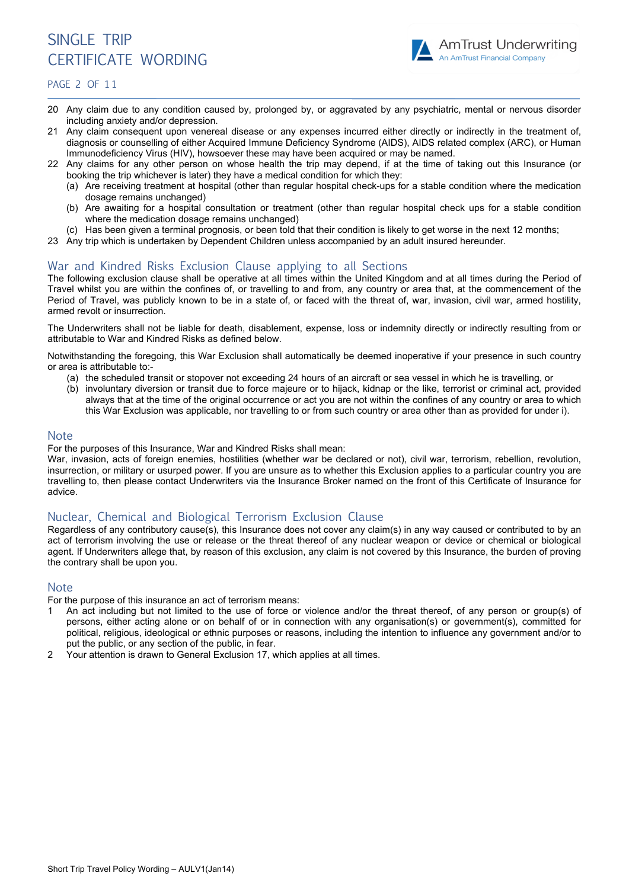20 Any claim due to any condition caused by, prolonged by, or aggravated by any psychiatric, mental or nervous disorder including anxiety and/or depression.

21 Any claim consequent upon venereal disease or any expenses incurred either directly or indirectly in the treatment of, diagnosis or counselling of either Acquired Immune Deficiency Syndrome (AIDS), AIDS related complex (ARC), or Human Immunodeficiency Virus (HIV), howsoever these may have been acquired or may be named.

22 Any claims for any other person on whose health the trip may depend, if at the time of taking out this Insurance (or booking the trip whichever is later) they have a medical condition for which they:
   - (a) Are receiving treatment at hospital (other than regular hospital check-ups for a stable condition where the medication dosage remains unchanged)
   - (b) Are awaiting for a hospital consultation or treatment (other than regular hospital check ups for a stable condition where the medication dosage remains unchanged)
   - (c) Has been given a terminal prognosis, or been told that their condition is likely to get worse in the next 12 months;

23 Any trip which is undertaken by Dependent Children unless accompanied by an adult insured hereunder.

## War and Kindred Risks Exclusion Clause applying to all Sections

The following exclusion clause shall be operative at all times within the United Kingdom and at all times during the Period of Travel whilst you are within the confines of, or travelling to and from, any country or area that, at the commencement of the Period of Travel, was publicly known to be in a state of, or faced with the threat of, war, invasion, civil war, armed hostility, armed revolt or insurrection.

The Underwriters shall not be liable for death, disablement, expense, loss or indemnity directly or indirectly resulting from or attributable to War and Kindred Risks as defined below.

Notwithstanding the foregoing, this War Exclusion shall automatically be deemed inoperative if your presence in such country or area is attributable to:-

- (a) the scheduled transit or stopover not exceeding 24 hours of an aircraft or sea vessel in which he is travelling, or
- (b) involuntary diversion or transit due to force majeure or to hijack, kidnap or the like, terrorist or criminal act, provided always that at the time of the original occurrence or act you are not within the confines of any country or area to which this War Exclusion was applicable, nor travelling to or from such country or area other than as provided for under i).

## Note

For the purposes of this Insurance, War and Kindred Risks shall mean:

War, invasion, acts of foreign enemies, hostilities (whether war be declared or not), civil war, terrorism, rebellion, revolution, insurrection, or military or usurped power. If you are unsure as to whether this Exclusion applies to a particular country you are travelling to, then please contact Underwriters via the Insurance Broker named on the front of this Certificate of Insurance for advice.

## Nuclear, Chemical and Biological Terrorism Exclusion Clause

Regardless of any contributory cause(s), this Insurance does not cover any claim(s) in any way caused or contributed to by an act of terrorism involving the use or release or the threat thereof of any nuclear weapon or device or chemical or biological agent. If Underwriters allege that, by reason of this exclusion, any claim is not covered by this Insurance, the burden of proving the contrary shall be upon you.

## Note

For the purpose of this insurance an act of terrorism means:

1 An act including but not limited to the use of force or violence and/or the threat thereof, of any person or group(s) of persons, either acting alone or on behalf of or in connection with any organisation(s) or government(s), committed for political, religious, ideological or ethnic purposes or reasons, including the intention to influence any government and/or to put the public, or any section of the public, in fear.

2 Your attention is drawn to General Exclusion 17, which applies at all times.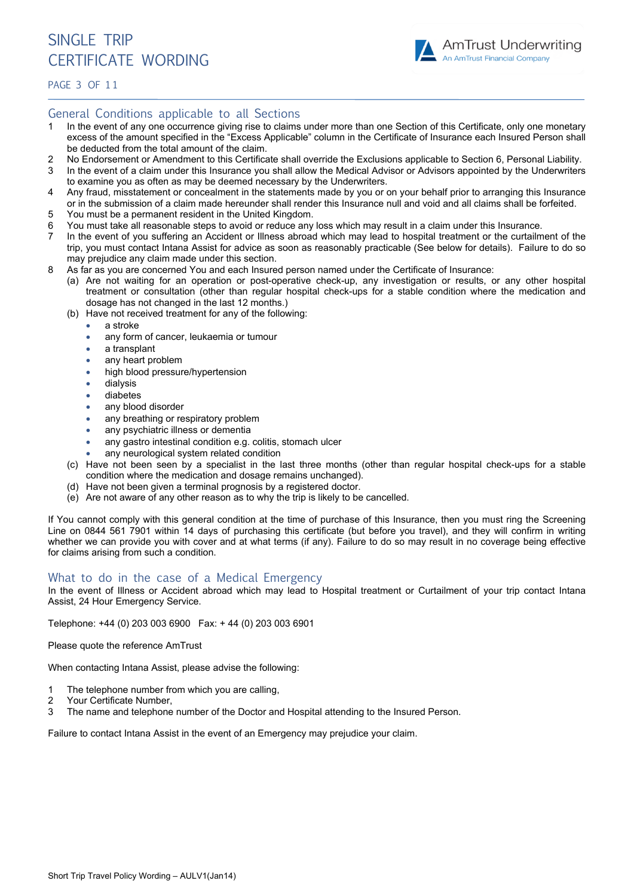## General Conditions applicable to all Sections

1. In the event of any one occurrence giving rise to claims under more than one Section of this Certificate, only one monetary excess of the amount specified in the "Excess Applicable" column in the Certificate of Insurance each Insured Person shall be deducted from the total amount of the claim.
2. No Endorsement or Amendment to this Certificate shall override the Exclusions applicable to Section 6, Personal Liability.
3. In the event of a claim under this Insurance you shall allow the Medical Advisor or Advisors appointed by the Underwriters to examine you as often as may be deemed necessary by the Underwriters.
4. Any fraud, misstatement or concealment in the statements made by you or on your behalf prior to arranging this Insurance or in the submission of a claim made hereunder shall render this Insurance null and void and all claims shall be forfeited.
5. You must be a permanent resident in the United Kingdom.
6. You must take all reasonable steps to avoid or reduce any loss which may result in a claim under this Insurance.
7. In the event of you suffering an Accident or Illness abroad which may lead to hospital treatment or the curtailment of the trip, you must contact Intana Assist for advice as soon as reasonably practicable (See below for details). Failure to do so may prejudice any claim made under this section.
8. As far as you are concerned You and each Insured person named under the Certificate of Insurance:
   (a) Are not waiting for an operation or post-operative check-up, any investigation or results, or any other hospital treatment or consultation (other than regular hospital check-ups for a stable condition where the medication and dosage has not changed in the last 12 months.)
   (b) Have not received treatment for any of the following:
      - a stroke
      - any form of cancer, leukaemia or tumour
      - a transplant
      - any heart problem
      - high blood pressure/hypertension
      - dialysis
      - diabetes
      - any blood disorder
      - any breathing or respiratory problem
      - any psychiatric illness or dementia
      - any gastro intestinal condition e.g. colitis, stomach ulcer
      - any neurological system related condition

   (c) Have not been seen by a specialist in the last three months (other than regular hospital check-ups for a stable condition where the medication and dosage remains unchanged).
   (d) Have not been given a terminal prognosis by a registered doctor.
   (e) Are not aware of any other reason as to why the trip is likely to be cancelled.

If You cannot comply with this general condition at the time of purchase of this Insurance, then you must ring the Screening Line on 0844 561 7901 within 14 days of purchasing this certificate (but before you travel), and they will confirm in writing whether we can provide you with cover and at what terms (if any). Failure to do so may result in no coverage being effective for claims arising from such a condition.

## What to do in the case of a Medical Emergency

In the event of Illness or Accident abroad which may lead to Hospital treatment or Curtailment of your trip contact Intana Assist, 24 Hour Emergency Service.

Telephone: +44 (0) 203 003 6900 Fax: + 44 (0) 203 003 6901

Please quote the reference AmTrust

When contacting Intana Assist, please advise the following:

1. The telephone number from which you are calling,
2. Your Certificate Number,
3. The name and telephone number of the Doctor and Hospital attending to the Insured Person.

Failure to contact Intana Assist in the event of an Emergency may prejudice your claim.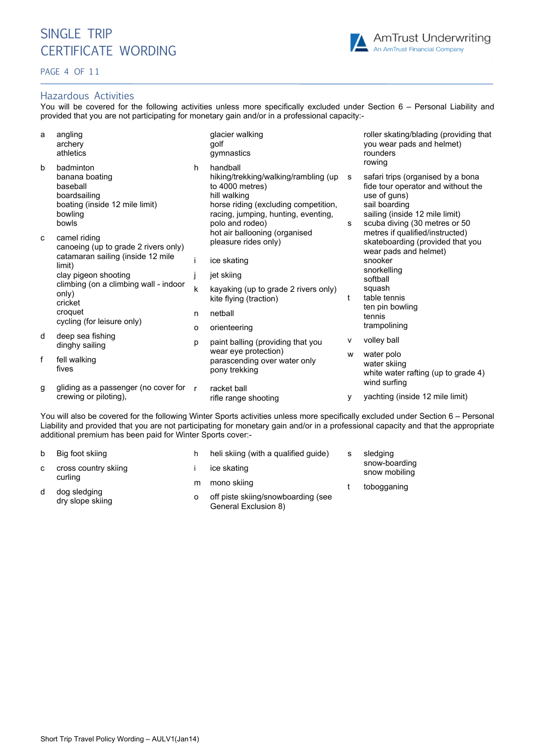## Hazardous Activities

You will be covered for the following activities unless more specifically excluded under Section 6 – Personal Liability and provided that you are not participating for monetary gain and/or in a professional capacity:-

**a**
- angling
- archery
- athletics

**b**
- badminton
- banana boating
- baseball
- boardsailing
- boating (inside 12 mile limit)
- bowling
- bowls

**c**
- camel riding
- canoeing (up to grade 2 rivers only)
- catamaran sailing (inside 12 mile limit)
- clay pigeon shooting
- climbing (on a climbing wall - indoor only)
- cricket
- croquet
- cycling (for leisure only)

**d**
- deep sea fishing
- dinghy sailing

**f**
- fell walking
- fives

**g**
- gliding as a passenger (no cover for crewing or piloting),
- glacier walking
- golf
- gymnastics

**h**
- handball
- hiking/trekking/walking/rambling (up to 4000 metres)
- hill walking
- horse riding (excluding competition, racing, jumping, hunting, eventing, polo and rodeo)
- hot air ballooning (organised pleasure rides only)

**i**
- ice skating

**j**
- jet skiing

**k**
- kayaking (up to grade 2 rivers only)
- kite flying (traction)

**n**
- netball

**o**
- orienteering

**p**
- paint balling (providing that you wear eye protection)
- parascending over water only
- pony trekking

**r**
- racket ball
- rifle range shooting
- roller skating/blading (providing that you wear pads and helmet)
- rounders
- rowing

**s**
- safari trips (organised by a bona fide tour operator and without the use of guns)
- sail boarding
- sailing (inside 12 mile limit)

**s**
- scuba diving (30 metres or 50 metres if qualified/instructed)
- skateboarding (provided that you wear pads and helmet)
- snooker
- snorkelling
- softball
- squash

**t**
- table tennis
- ten pin bowling
- tennis
- trampolining

**v**
- volley ball

**w**
- water polo
- water skiing
- white water rafting (up to grade 4)
- wind surfing

**y**
- yachting (inside 12 mile limit)

You will also be covered for the following Winter Sports activities unless more specifically excluded under Section 6 – Personal Liability and provided that you are not participating for monetary gain and/or in a professional capacity and that the appropriate additional premium has been paid for Winter Sports cover:-

**b**
- Big foot skiing

**c**
- cross country skiing
- curling

**d**
- dog sledging
- dry slope skiing

**h**
- heli skiing (with a qualified guide)

**i**
- ice skating

**m**
- mono skiing

**o**
- off piste skiing/snowboarding (see General Exclusion 8)

**s**
- sledging
- snow-boarding
- snow mobiling

**t**
- tobogganing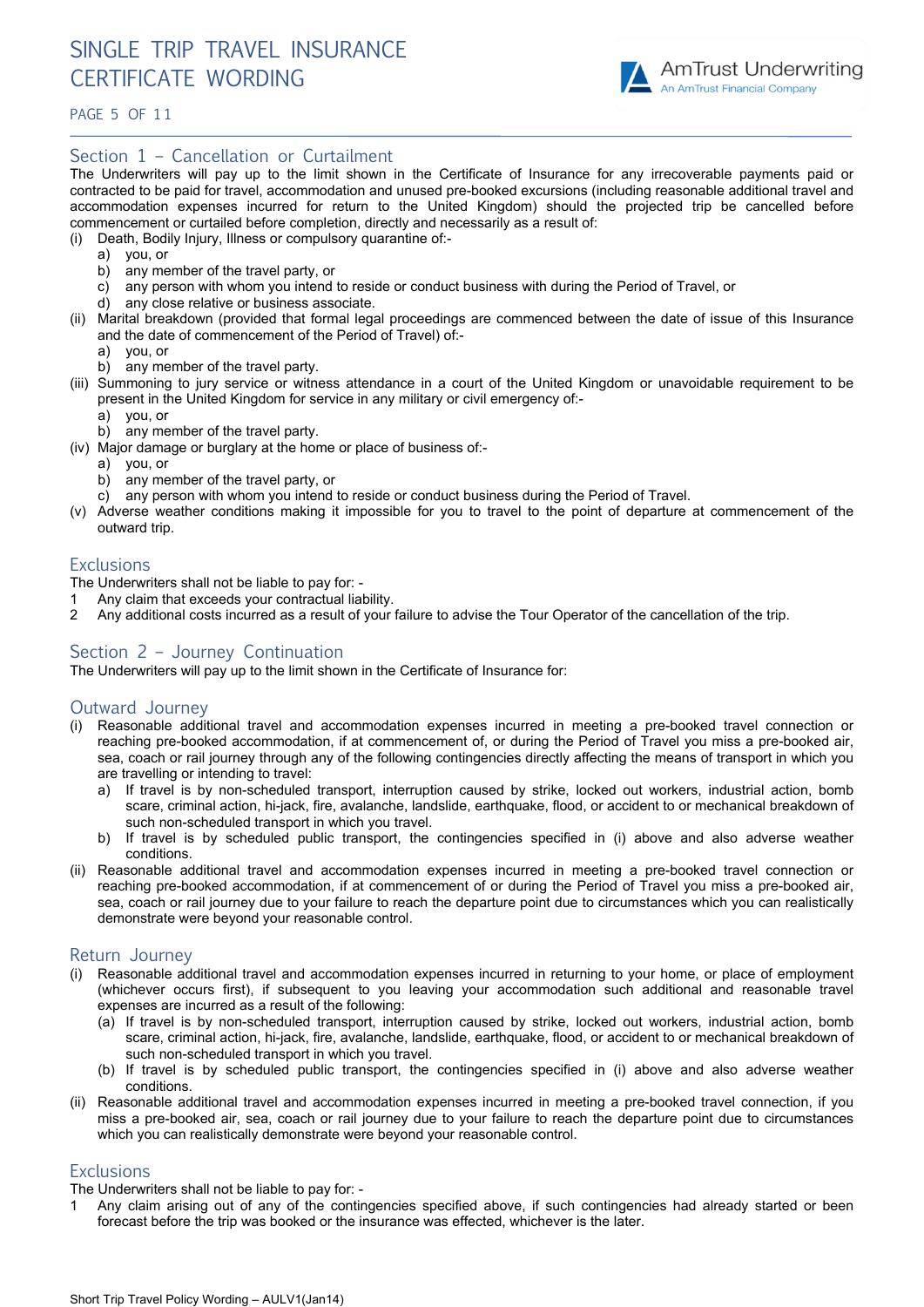## Section 1 – Cancellation or Curtailment

The Underwriters will pay up to the limit shown in the Certificate of Insurance for any irrecoverable payments paid or contracted to be paid for travel, accommodation and unused pre-booked excursions (including reasonable additional travel and accommodation expenses incurred for return to the United Kingdom) should the projected trip be cancelled before commencement or curtailed before completion, directly and necessarily as a result of:

(i) Death, Bodily Injury, Illness or compulsory quarantine of:-
   a) you, or
   b) any member of the travel party, or
   c) any person with whom you intend to reside or conduct business with during the Period of Travel, or
   d) any close relative or business associate.

(ii) Marital breakdown (provided that formal legal proceedings are commenced between the date of issue of this Insurance and the date of commencement of the Period of Travel) of:-
   a) you, or
   b) any member of the travel party.

(iii) Summoning to jury service or witness attendance in a court of the United Kingdom or unavoidable requirement to be present in the United Kingdom for service in any military or civil emergency of:-
   a) you, or
   b) any member of the travel party.

(iv) Major damage or burglary at the home or place of business of:-
   a) you, or
   b) any member of the travel party, or
   c) any person with whom you intend to reside or conduct business during the Period of Travel.

(v) Adverse weather conditions making it impossible for you to travel to the point of departure at commencement of the outward trip.

### Exclusions

The Underwriters shall not be liable to pay for: -

1 Any claim that exceeds your contractual liability.
2 Any additional costs incurred as a result of your failure to advise the Tour Operator of the cancellation of the trip.

## Section 2 – Journey Continuation

The Underwriters will pay up to the limit shown in the Certificate of Insurance for:

### Outward Journey

(i) Reasonable additional travel and accommodation expenses incurred in meeting a pre-booked travel connection or reaching pre-booked accommodation, if at commencement of, or during the Period of Travel you miss a pre-booked air, sea, coach or rail journey through any of the following contingencies directly affecting the means of transport in which you are travelling or intending to travel:
   a) If travel is by non-scheduled transport, interruption caused by strike, locked out workers, industrial action, bomb scare, criminal action, hi-jack, fire, avalanche, landslide, earthquake, flood, or accident to or mechanical breakdown of such non-scheduled transport in which you travel.
   b) If travel is by scheduled public transport, the contingencies specified in (i) above and also adverse weather conditions.

(ii) Reasonable additional travel and accommodation expenses incurred in meeting a pre-booked travel connection or reaching pre-booked accommodation, if at commencement of or during the Period of Travel you miss a pre-booked air, sea, coach or rail journey due to your failure to reach the departure point due to circumstances which you can realistically demonstrate were beyond your reasonable control.

### Return Journey

(i) Reasonable additional travel and accommodation expenses incurred in returning to your home, or place of employment (whichever occurs first), if subsequent to you leaving your accommodation such additional and reasonable travel expenses are incurred as a result of the following:
   (a) If travel is by non-scheduled transport, interruption caused by strike, locked out workers, industrial action, bomb scare, criminal action, hi-jack, fire, avalanche, landslide, earthquake, flood, or accident to or mechanical breakdown of such non-scheduled transport in which you travel.
   (b) If travel is by scheduled public transport, the contingencies specified in (i) above and also adverse weather conditions.

(ii) Reasonable additional travel and accommodation expenses incurred in meeting a pre-booked travel connection, if you miss a pre-booked air, sea, coach or rail journey due to your failure to reach the departure point due to circumstances which you can realistically demonstrate were beyond your reasonable control.

### Exclusions

The Underwriters shall not be liable to pay for: -

1 Any claim arising out of any of the contingencies specified above, if such contingencies had already started or been forecast before the trip was booked or the insurance was effected, whichever is the later.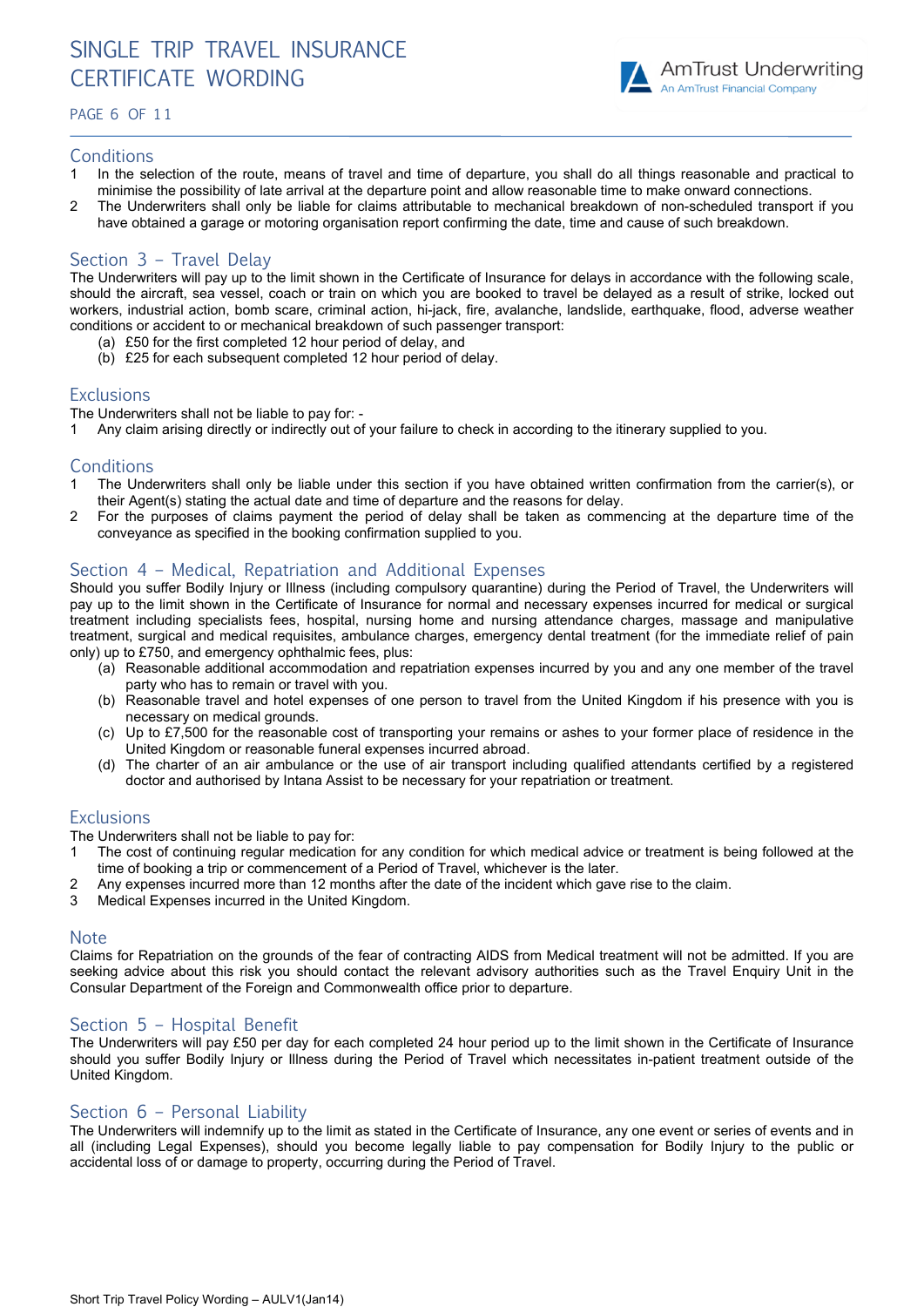## Conditions

1. In the selection of the route, means of travel and time of departure, you shall do all things reasonable and practical to minimise the possibility of late arrival at the departure point and allow reasonable time to make onward connections.
2. The Underwriters shall only be liable for claims attributable to mechanical breakdown of non-scheduled transport if you have obtained a garage or motoring organisation report confirming the date, time and cause of such breakdown.

## Section 3 – Travel Delay

The Underwriters will pay up to the limit shown in the Certificate of Insurance for delays in accordance with the following scale, should the aircraft, sea vessel, coach or train on which you are booked to travel be delayed as a result of strike, locked out workers, industrial action, bomb scare, criminal action, hi-jack, fire, avalanche, landslide, earthquake, flood, adverse weather conditions or accident to or mechanical breakdown of such passenger transport:

(a) £50 for the first completed 12 hour period of delay, and
(b) £25 for each subsequent completed 12 hour period of delay.

## Exclusions

The Underwriters shall not be liable to pay for: -

1. Any claim arising directly or indirectly out of your failure to check in according to the itinerary supplied to you.

## Conditions

1. The Underwriters shall only be liable under this section if you have obtained written confirmation from the carrier(s), or their Agent(s) stating the actual date and time of departure and the reasons for delay.
2. For the purposes of claims payment the period of delay shall be taken as commencing at the departure time of the conveyance as specified in the booking confirmation supplied to you.

## Section 4 – Medical, Repatriation and Additional Expenses

Should you suffer Bodily Injury or Illness (including compulsory quarantine) during the Period of Travel, the Underwriters will pay up to the limit shown in the Certificate of Insurance for normal and necessary expenses incurred for medical or surgical treatment including specialists fees, hospital, nursing home and nursing attendance charges, massage and manipulative treatment, surgical and medical requisites, ambulance charges, emergency dental treatment (for the immediate relief of pain only) up to £750, and emergency ophthalmic fees, plus:

(a) Reasonable additional accommodation and repatriation expenses incurred by you and any one member of the travel party who has to remain or travel with you.
(b) Reasonable travel and hotel expenses of one person to travel from the United Kingdom if his presence with you is necessary on medical grounds.
(c) Up to £7,500 for the reasonable cost of transporting your remains or ashes to your former place of residence in the United Kingdom or reasonable funeral expenses incurred abroad.
(d) The charter of an air ambulance or the use of air transport including qualified attendants certified by a registered doctor and authorised by Intana Assist to be necessary for your repatriation or treatment.

## Exclusions

The Underwriters shall not be liable to pay for:

1. The cost of continuing regular medication for any condition for which medical advice or treatment is being followed at the time of booking a trip or commencement of a Period of Travel, whichever is the later.
2. Any expenses incurred more than 12 months after the date of the incident which gave rise to the claim.
3. Medical Expenses incurred in the United Kingdom.

## Note

Claims for Repatriation on the grounds of the fear of contracting AIDS from Medical treatment will not be admitted. If you are seeking advice about this risk you should contact the relevant advisory authorities such as the Travel Enquiry Unit in the Consular Department of the Foreign and Commonwealth office prior to departure.

## Section 5 – Hospital Benefit

The Underwriters will pay £50 per day for each completed 24 hour period up to the limit shown in the Certificate of Insurance should you suffer Bodily Injury or Illness during the Period of Travel which necessitates in-patient treatment outside of the United Kingdom.

## Section 6 – Personal Liability

The Underwriters will indemnify up to the limit as stated in the Certificate of Insurance, any one event or series of events and in all (including Legal Expenses), should you become legally liable to pay compensation for Bodily Injury to the public or accidental loss of or damage to property, occurring during the Period of Travel.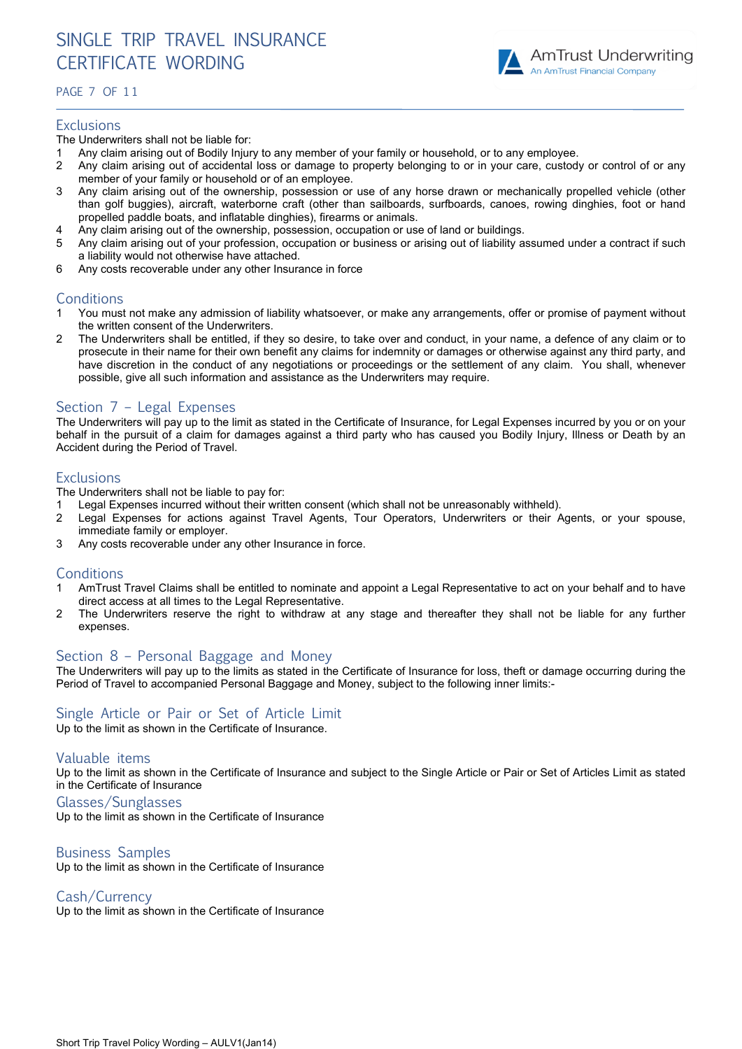## Exclusions

The Underwriters shall not be liable for:

1. Any claim arising out of Bodily Injury to any member of your family or household, or to any employee.
2. Any claim arising out of accidental loss or damage to property belonging to or in your care, custody or control of or any member of your family or household or of an employee.
3. Any claim arising out of the ownership, possession or use of any horse drawn or mechanically propelled vehicle (other than golf buggies), aircraft, waterborne craft (other than sailboards, surfboards, canoes, rowing dinghies, foot or hand propelled paddle boats, and inflatable dinghies), firearms or animals.
4. Any claim arising out of the ownership, possession, occupation or use of land or buildings.
5. Any claim arising out of your profession, occupation or business or arising out of liability assumed under a contract if such a liability would not otherwise have attached.
6. Any costs recoverable under any other Insurance in force

## Conditions

1. You must not make any admission of liability whatsoever, or make any arrangements, offer or promise of payment without the written consent of the Underwriters.
2. The Underwriters shall be entitled, if they so desire, to take over and conduct, in your name, a defence of any claim or to prosecute in their name for their own benefit any claims for indemnity or damages or otherwise against any third party, and have discretion in the conduct of any negotiations or proceedings or the settlement of any claim. You shall, whenever possible, give all such information and assistance as the Underwriters may require.

## Section 7 – Legal Expenses

The Underwriters will pay up to the limit as stated in the Certificate of Insurance, for Legal Expenses incurred by you or on your behalf in the pursuit of a claim for damages against a third party who has caused you Bodily Injury, Illness or Death by an Accident during the Period of Travel.

## Exclusions

The Underwriters shall not be liable to pay for:

1. Legal Expenses incurred without their written consent (which shall not be unreasonably withheld).
2. Legal Expenses for actions against Travel Agents, Tour Operators, Underwriters or their Agents, or your spouse, immediate family or employer.
3. Any costs recoverable under any other Insurance in force.

## Conditions

1. AmTrust Travel Claims shall be entitled to nominate and appoint a Legal Representative to act on your behalf and to have direct access at all times to the Legal Representative.
2. The Underwriters reserve the right to withdraw at any stage and thereafter they shall not be liable for any further expenses.

## Section 8 – Personal Baggage and Money

The Underwriters will pay up to the limits as stated in the Certificate of Insurance for loss, theft or damage occurring during the Period of Travel to accompanied Personal Baggage and Money, subject to the following inner limits:-

### Single Article or Pair or Set of Article Limit

Up to the limit as shown in the Certificate of Insurance.

### Valuable items

Up to the limit as shown in the Certificate of Insurance and subject to the Single Article or Pair or Set of Articles Limit as stated in the Certificate of Insurance

### Glasses/Sunglasses

Up to the limit as shown in the Certificate of Insurance

### Business Samples

Up to the limit as shown in the Certificate of Insurance

### Cash/Currency

Up to the limit as shown in the Certificate of Insurance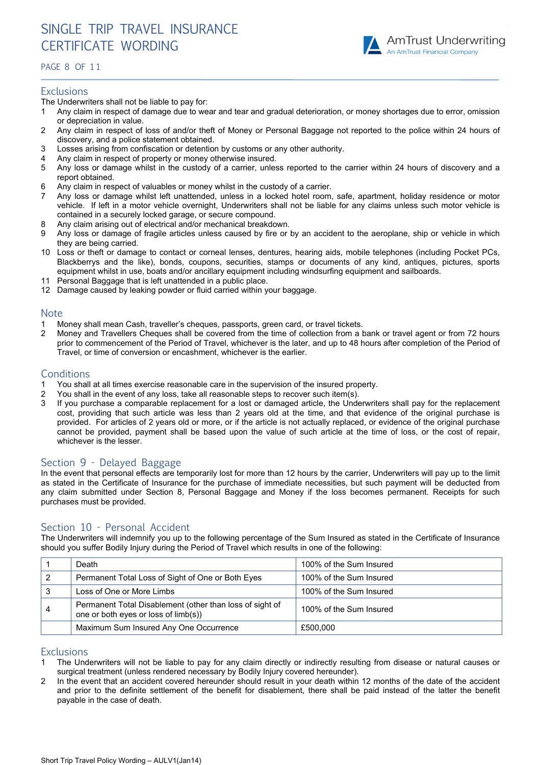## Exclusions

The Underwriters shall not be liable to pay for:

1. Any claim in respect of damage due to wear and tear and gradual deterioration, or money shortages due to error, omission or depreciation in value.
2. Any claim in respect of loss of and/or theft of Money or Personal Baggage not reported to the police within 24 hours of discovery, and a police statement obtained.
3. Losses arising from confiscation or detention by customs or any other authority.
4. Any claim in respect of property or money otherwise insured.
5. Any loss or damage whilst in the custody of a carrier, unless reported to the carrier within 24 hours of discovery and a report obtained.
6. Any claim in respect of valuables or money whilst in the custody of a carrier.
7. Any loss or damage whilst left unattended, unless in a locked hotel room, safe, apartment, holiday residence or motor vehicle. If left in a motor vehicle overnight, Underwriters shall not be liable for any claims unless such motor vehicle is contained in a securely locked garage, or secure compound.
8. Any claim arising out of electrical and/or mechanical breakdown.
9. Any loss or damage of fragile articles unless caused by fire or by an accident to the aeroplane, ship or vehicle in which they are being carried.
10. Loss or theft or damage to contact or corneal lenses, dentures, hearing aids, mobile telephones (including Pocket PCs, Blackberrys and the like), bonds, coupons, securities, stamps or documents of any kind, antiques, pictures, sports equipment whilst in use, boats and/or ancillary equipment including windsurfing equipment and sailboards.
11. Personal Baggage that is left unattended in a public place.
12. Damage caused by leaking powder or fluid carried within your baggage.

## Note

1. Money shall mean Cash, traveller's cheques, passports, green card, or travel tickets.
2. Money and Travellers Cheques shall be covered from the time of collection from a bank or travel agent or from 72 hours prior to commencement of the Period of Travel, whichever is the later, and up to 48 hours after completion of the Period of Travel, or time of conversion or encashment, whichever is the earlier.

## Conditions

1. You shall at all times exercise reasonable care in the supervision of the insured property.
2. You shall in the event of any loss, take all reasonable steps to recover such item(s).
3. If you purchase a comparable replacement for a lost or damaged article, the Underwriters shall pay for the replacement cost, providing that such article was less than 2 years old at the time, and that evidence of the original purchase is provided. For articles of 2 years old or more, or if the article is not actually replaced, or evidence of the original purchase cannot be provided, payment shall be based upon the value of such article at the time of loss, or the cost of repair, whichever is the lesser.

## Section 9 - Delayed Baggage

In the event that personal effects are temporarily lost for more than 12 hours by the carrier, Underwriters will pay up to the limit as stated in the Certificate of Insurance for the purchase of immediate necessities, but such payment will be deducted from any claim submitted under Section 8, Personal Baggage and Money if the loss becomes permanent. Receipts for such purchases must be provided.

## Section 10 - Personal Accident

The Underwriters will indemnify you up to the following percentage of the Sum Insured as stated in the Certificate of Insurance should you suffer Bodily Injury during the Period of Travel which results in one of the following:

| | | |
|---|---|---|
| 1 | Death | 100% of the Sum Insured |
| 2 | Permanent Total Loss of Sight of One or Both Eyes | 100% of the Sum Insured |
| 3 | Loss of One or More Limbs | 100% of the Sum Insured |
| 4 | Permanent Total Disablement (other than loss of sight of one or both eyes or loss of limb(s)) | 100% of the Sum Insured |
| | Maximum Sum Insured Any One Occurrence | £500,000 |

## Exclusions

1. The Underwriters will not be liable to pay for any claim directly or indirectly resulting from disease or natural causes or surgical treatment (unless rendered necessary by Bodily Injury covered hereunder).
2. In the event that an accident covered hereunder should result in your death within 12 months of the date of the accident and prior to the definite settlement of the benefit for disablement, there shall be paid instead of the latter the benefit payable in the case of death.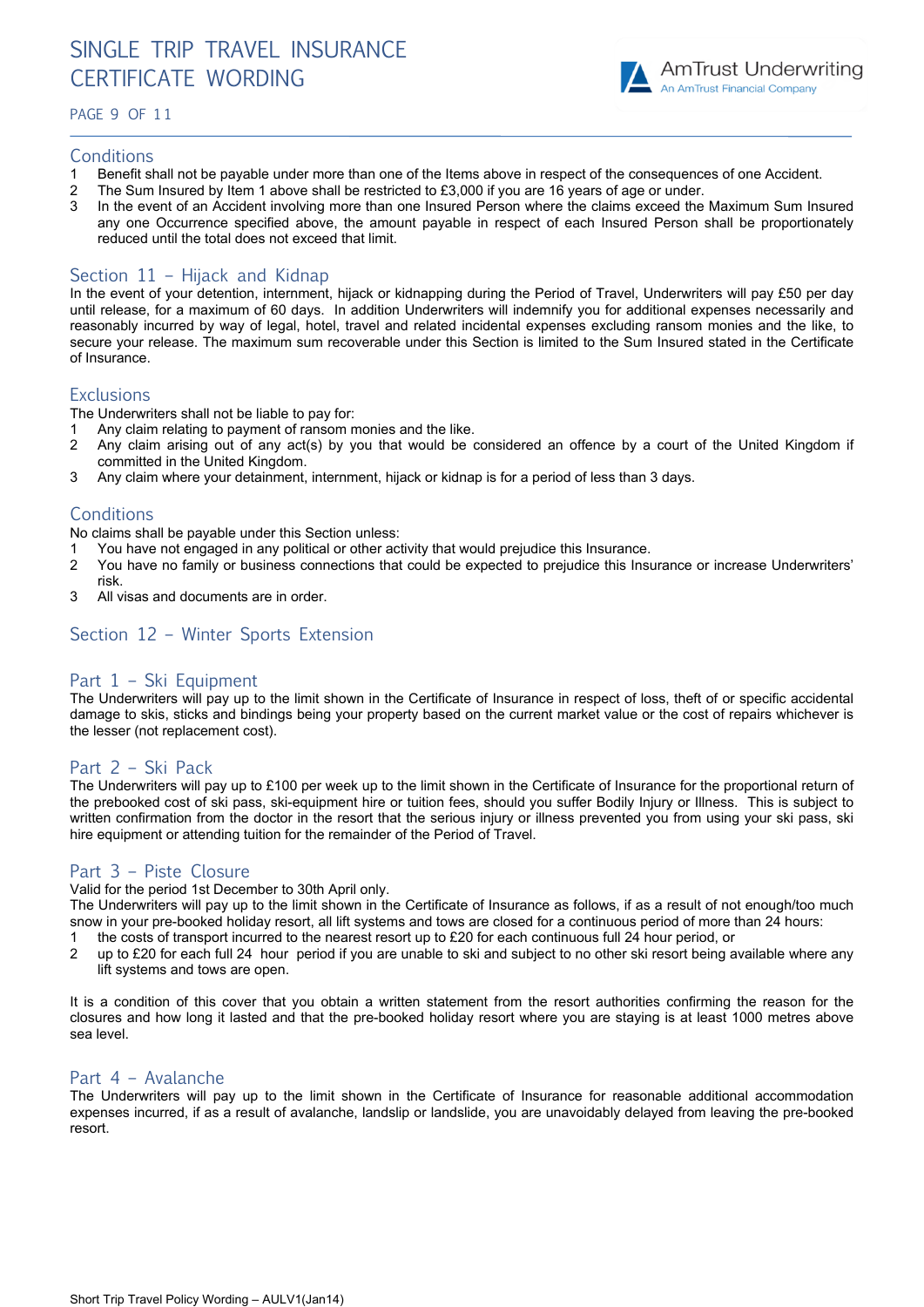## Conditions

1. Benefit shall not be payable under more than one of the Items above in respect of the consequences of one Accident.
2. The Sum Insured by Item 1 above shall be restricted to £3,000 if you are 16 years of age or under.
3. In the event of an Accident involving more than one Insured Person where the claims exceed the Maximum Sum Insured any one Occurrence specified above, the amount payable in respect of each Insured Person shall be proportionately reduced until the total does not exceed that limit.

## Section 11 – Hijack and Kidnap

In the event of your detention, internment, hijack or kidnapping during the Period of Travel, Underwriters will pay £50 per day until release, for a maximum of 60 days. In addition Underwriters will indemnify you for additional expenses necessarily and reasonably incurred by way of legal, hotel, travel and related incidental expenses excluding ransom monies and the like, to secure your release. The maximum sum recoverable under this Section is limited to the Sum Insured stated in the Certificate of Insurance.

## Exclusions

The Underwriters shall not be liable to pay for:

1. Any claim relating to payment of ransom monies and the like.
2. Any claim arising out of any act(s) by you that would be considered an offence by a court of the United Kingdom if committed in the United Kingdom.
3. Any claim where your detainment, internment, hijack or kidnap is for a period of less than 3 days.

## Conditions

No claims shall be payable under this Section unless:

1. You have not engaged in any political or other activity that would prejudice this Insurance.
2. You have no family or business connections that could be expected to prejudice this Insurance or increase Underwriters' risk.
3. All visas and documents are in order.

## Section 12 – Winter Sports Extension

## Part 1 – Ski Equipment

The Underwriters will pay up to the limit shown in the Certificate of Insurance in respect of loss, theft of or specific accidental damage to skis, sticks and bindings being your property based on the current market value or the cost of repairs whichever is the lesser (not replacement cost).

## Part 2 – Ski Pack

The Underwriters will pay up to £100 per week up to the limit shown in the Certificate of Insurance for the proportional return of the prebooked cost of ski pass, ski-equipment hire or tuition fees, should you suffer Bodily Injury or Illness. This is subject to written confirmation from the doctor in the resort that the serious injury or illness prevented you from using your ski pass, ski hire equipment or attending tuition for the remainder of the Period of Travel.

## Part 3 – Piste Closure

Valid for the period 1st December to 30th April only.

The Underwriters will pay up to the limit shown in the Certificate of Insurance as follows, if as a result of not enough/too much snow in your pre-booked holiday resort, all lift systems and tows are closed for a continuous period of more than 24 hours:

1. the costs of transport incurred to the nearest resort up to £20 for each continuous full 24 hour period, or
2. up to £20 for each full 24 hour period if you are unable to ski and subject to no other ski resort being available where any lift systems and tows are open.

It is a condition of this cover that you obtain a written statement from the resort authorities confirming the reason for the closures and how long it lasted and that the pre-booked holiday resort where you are staying is at least 1000 metres above sea level.

## Part 4 – Avalanche

The Underwriters will pay up to the limit shown in the Certificate of Insurance for reasonable additional accommodation expenses incurred, if as a result of avalanche, landslip or landslide, you are unavoidably delayed from leaving the pre-booked resort.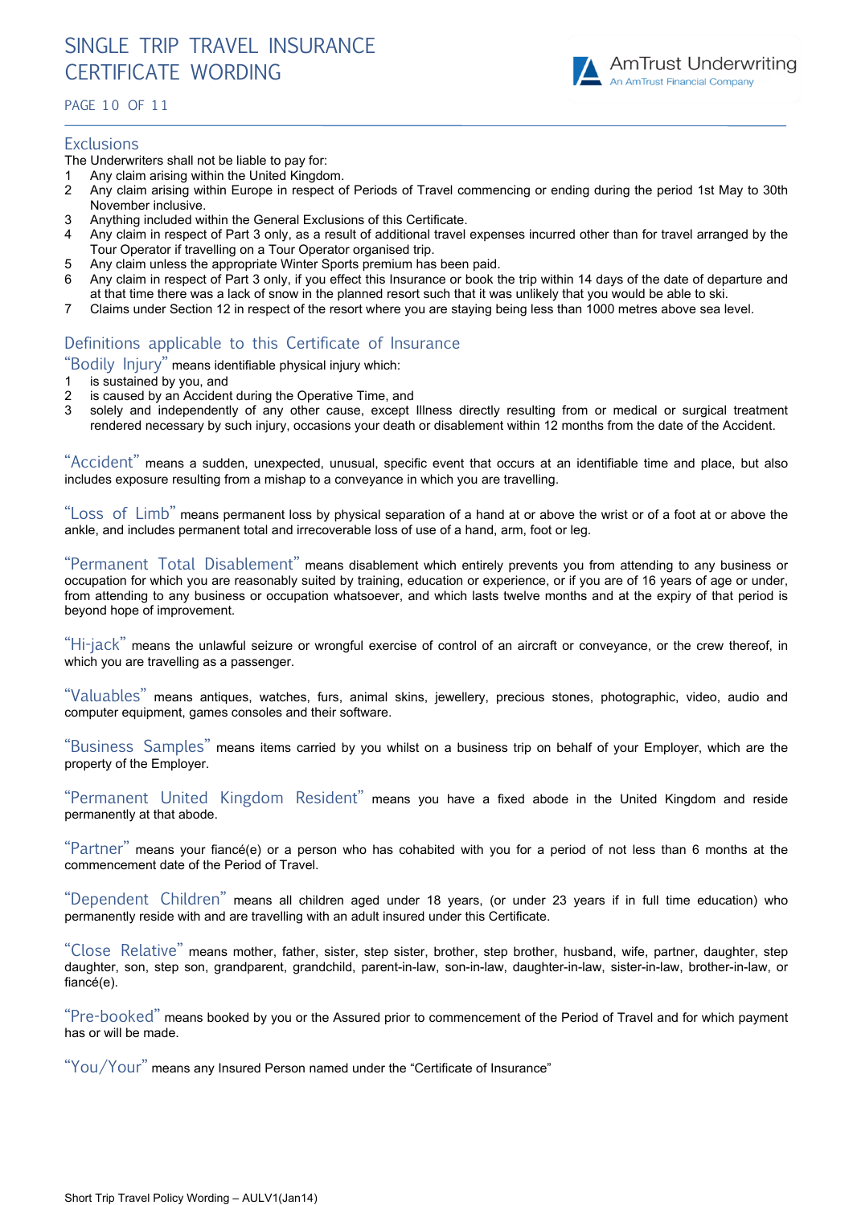## Exclusions

The Underwriters shall not be liable to pay for:

1. Any claim arising within the United Kingdom.
2. Any claim arising within Europe in respect of Periods of Travel commencing or ending during the period 1st May to 30th November inclusive.
3. Anything included within the General Exclusions of this Certificate.
4. Any claim in respect of Part 3 only, as a result of additional travel expenses incurred other than for travel arranged by the Tour Operator if travelling on a Tour Operator organised trip.
5. Any claim unless the appropriate Winter Sports premium has been paid.
6. Any claim in respect of Part 3 only, if you effect this Insurance or book the trip within 14 days of the date of departure and at that time there was a lack of snow in the planned resort such that it was unlikely that you would be able to ski.
7. Claims under Section 12 in respect of the resort where you are staying being less than 1000 metres above sea level.

## Definitions applicable to this Certificate of Insurance

**"Bodily Injury"** means identifiable physical injury which:

1. is sustained by you, and
2. is caused by an Accident during the Operative Time, and
3. solely and independently of any other cause, except Illness directly resulting from or medical or surgical treatment rendered necessary by such injury, occasions your death or disablement within 12 months from the date of the Accident.

**"Accident"** means a sudden, unexpected, unusual, specific event that occurs at an identifiable time and place, but also includes exposure resulting from a mishap to a conveyance in which you are travelling.

**"Loss of Limb"** means permanent loss by physical separation of a hand at or above the wrist or of a foot at or above the ankle, and includes permanent total and irrecoverable loss of use of a hand, arm, foot or leg.

**"Permanent Total Disablement"** means disablement which entirely prevents you from attending to any business or occupation for which you are reasonably suited by training, education or experience, or if you are of 16 years of age or under, from attending to any business or occupation whatsoever, and which lasts twelve months and at the expiry of that period is beyond hope of improvement.

**"Hi-jack"** means the unlawful seizure or wrongful exercise of control of an aircraft or conveyance, or the crew thereof, in which you are travelling as a passenger.

**"Valuables"** means antiques, watches, furs, animal skins, jewellery, precious stones, photographic, video, audio and computer equipment, games consoles and their software.

**"Business Samples"** means items carried by you whilst on a business trip on behalf of your Employer, which are the property of the Employer.

**"Permanent United Kingdom Resident"** means you have a fixed abode in the United Kingdom and reside permanently at that abode.

**"Partner"** means your fiancé(e) or a person who has cohabited with you for a period of not less than 6 months at the commencement date of the Period of Travel.

**"Dependent Children"** means all children aged under 18 years, (or under 23 years if in full time education) who permanently reside with and are travelling with an adult insured under this Certificate.

**"Close Relative"** means mother, father, sister, step sister, brother, step brother, husband, wife, partner, daughter, step daughter, son, step son, grandparent, grandchild, parent-in-law, son-in-law, daughter-in-law, sister-in-law, brother-in-law, or fiancé(e).

**"Pre-booked"** means booked by you or the Assured prior to commencement of the Period of Travel and for which payment has or will be made.

**"You/Your"** means any Insured Person named under the "Certificate of Insurance"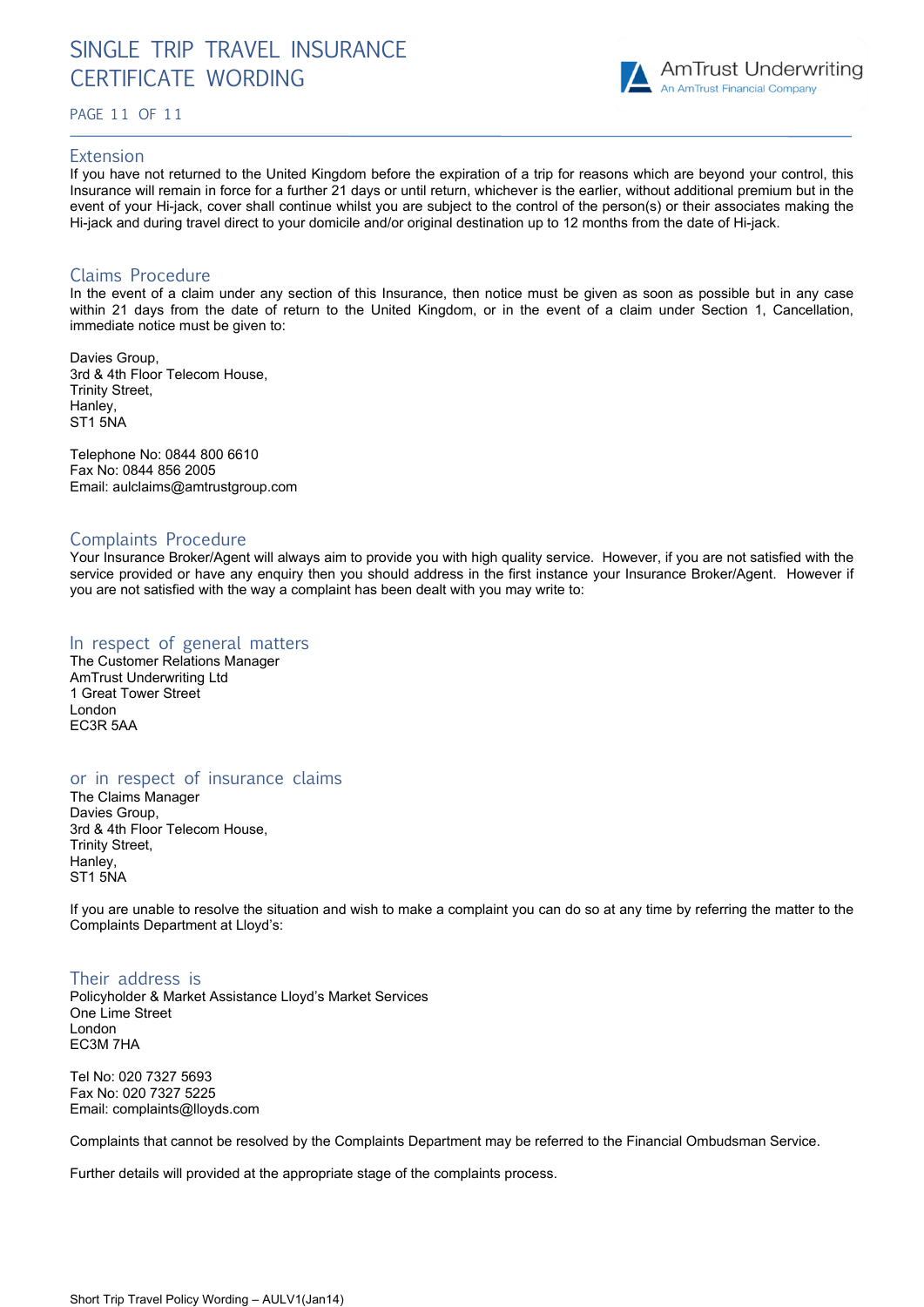## Extension

If you have not returned to the United Kingdom before the expiration of a trip for reasons which are beyond your control, this Insurance will remain in force for a further 21 days or until return, whichever is the earlier, without additional premium but in the event of your Hi-jack, cover shall continue whilst you are subject to the control of the person(s) or their associates making the Hi-jack and during travel direct to your domicile and/or original destination up to 12 months from the date of Hi-jack.

## Claims Procedure

In the event of a claim under any section of this Insurance, then notice must be given as soon as possible but in any case within 21 days from the date of return to the United Kingdom, or in the event of a claim under Section 1, Cancellation, immediate notice must be given to:

Davies Group,
3rd & 4th Floor Telecom House,
Trinity Street,
Hanley,
ST1 5NA

Telephone No: 0844 800 6610
Fax No: 0844 856 2005
Email: aulclaims@amtrustgroup.com

## Complaints Procedure

Your Insurance Broker/Agent will always aim to provide you with high quality service. However, if you are not satisfied with the service provided or have any enquiry then you should address in the first instance your Insurance Broker/Agent. However if you are not satisfied with the way a complaint has been dealt with you may write to:

## In respect of general matters

The Customer Relations Manager
AmTrust Underwriting Ltd
1 Great Tower Street
London
EC3R 5AA

## or in respect of insurance claims

The Claims Manager
Davies Group,
3rd & 4th Floor Telecom House,
Trinity Street,
Hanley,
ST1 5NA

If you are unable to resolve the situation and wish to make a complaint you can do so at any time by referring the matter to the Complaints Department at Lloyd's:

## Their address is

Policyholder & Market Assistance Lloyd's Market Services
One Lime Street
London
EC3M 7HA

Tel No: 020 7327 5693
Fax No: 020 7327 5225
Email: complaints@lloyds.com

Complaints that cannot be resolved by the Complaints Department may be referred to the Financial Ombudsman Service.

Further details will provided at the appropriate stage of the complaints process.